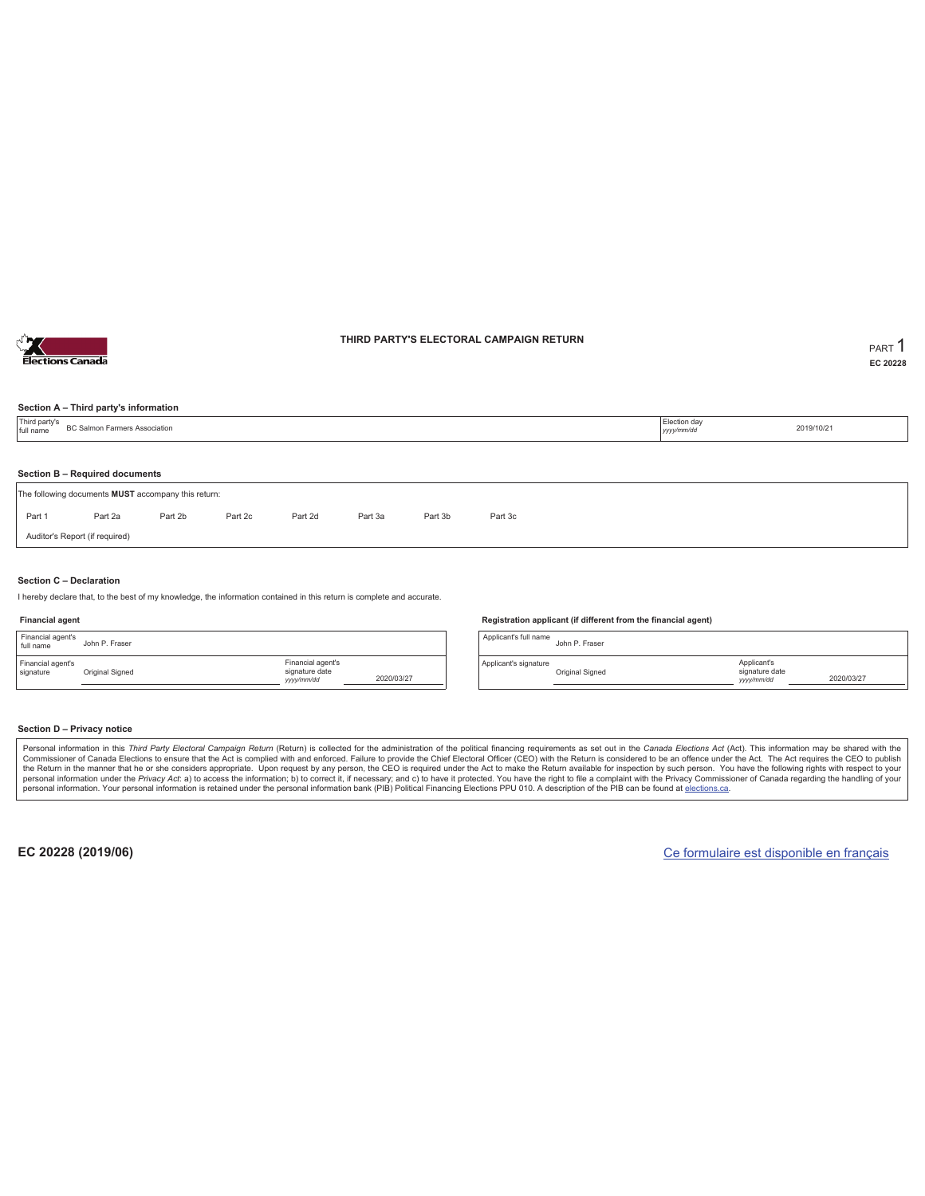# THIRD PARTY'S ELECTORAL CAMPAIGN RETURN

PART 1

EC 20228

### Section A – Third party's information

| Third party's full name | BC Salmon Farmers Association | Election day *yyyy/mm/dd* | 2019/10/21 |
|---|---|---|---|

### Section B – Required documents

The following documents **MUST** accompany this return:

| Part 1 | Part 2a | Part 2b | Part 2c | Part 2d | Part 3a | Part 3b | Part 3c |
|---|---|---|---|---|---|---|---|

Auditor's Report (if required)

### Section C – Declaration

I hereby declare that, to the best of my knowledge, the information contained in this return is complete and accurate.

**Financial agent**

| Financial agent's full name | John P. Fraser | | |
|---|---|---|---|
| Financial agent's signature | Original Signed | Financial agent's signature date *yyyy/mm/dd* | 2020/03/27 |

**Registration applicant (if different from the financial agent)**

| Applicant's full name | John P. Fraser | | |
|---|---|---|---|
| Applicant's signature | Original Signed | Applicant's signature date *yyyy/mm/dd* | 2020/03/27 |

### Section D – Privacy notice

Personal information in this *Third Party Electoral Campaign Return* (Return) is collected for the administration of the political financing requirements as set out in the *Canada Elections Act* (Act). This information may be shared with the Commissioner of Canada Elections to ensure that the Act is complied with and enforced. Failure to provide the Chief Electoral Officer (CEO) with the Return is considered to be an offence under the Act. The Act requires the CEO to publish the Return in the manner that he or she considers appropriate. Upon request by any person, the CEO is required under the Act to make the Return available for inspection by such person. You have the following rights with respect to your personal information under the *Privacy Act*: a) to access the information; b) to correct it, if necessary; and c) to have it protected. You have the right to file a complaint with the Privacy Commissioner of Canada regarding the handling of your personal information. Your personal information is retained under the personal information bank (PIB) Political Financing Elections PPU 010. A description of the PIB can be found at elections.ca.

EC 20228 (2019/06)

Ce formulaire est disponible en français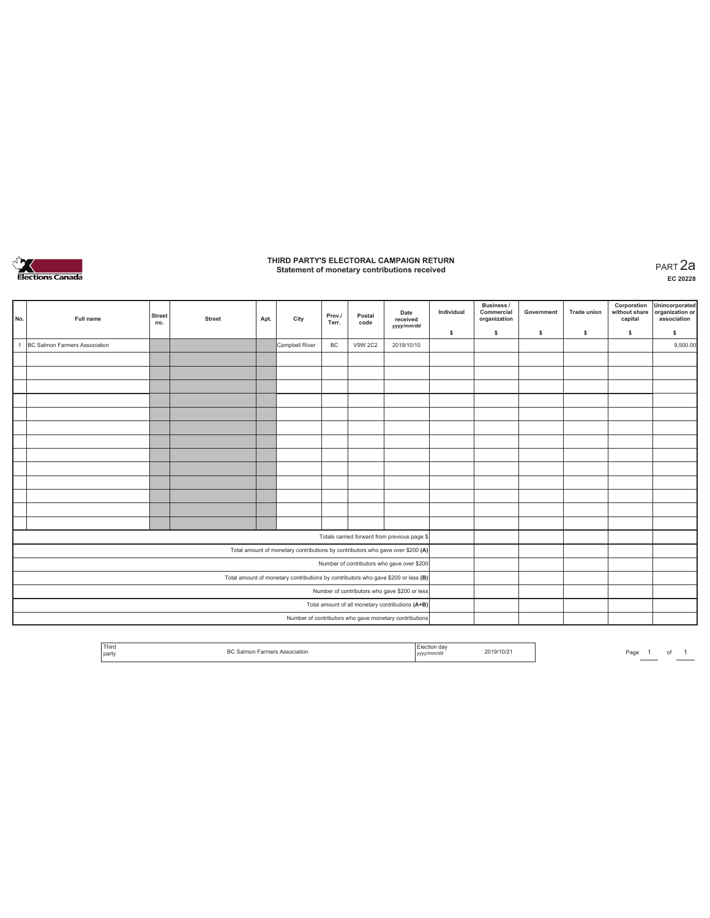# THIRD PARTY'S ELECTORAL CAMPAIGN RETURN
## Statement of monetary contributions received

PART 2a

EC 20228

| No. | Full name | Street no. | Street | Apt. | City | Prov./ Terr. | Postal code | Date received yyyy/mm/dd | Individual $ | Business / Commercial organization $ | Government $ | Trade union $ | Corporation without share capital $ | Unincorporated organization or association $ |
|---|---|---|---|---|---|---|---|---|---|---|---|---|---|---|
| 1 | BC Salmon Farmers Association | | | | Campbell River | BC | V9W 2C2 | 2019/10/10 | | | | | | 9,500.00 |
| | | | | | | | | | | | | | | |
| | | | | | | | | | | | | | | |
| | | | | | | | | | | | | | | |
| | | | | | | | | | | | | | | |
| | | | | | | | | | | | | | | |
| | | | | | | | | | | | | | | |
| | | | | | | | | | | | | | | |
| | | | | | | | | | | | | | | |
| | | | | | | | | | | | | | | |
| | | | | | | | | | | | | | | |
| | | | | | | | | | | | | | | |
| | | | | | | | | | | | | | | |
| | | | | | | | | | | | | | | |
| Totals carried forward from previous page $ | | | | | | | | | | | | | | |
| Total amount of monetary contributions by contributors who gave over $200 (A) | | | | | | | | | | | | | | |
| Number of contributors who gave over $200 | | | | | | | | | | | | | | |
| Total amount of monetary contributions by contributors who gave $200 or less (B) | | | | | | | | | | | | | | |
| Number of contributors who gave $200 or less | | | | | | | | | | | | | | |
| Total amount of all monetary contributions (A+B) | | | | | | | | | | | | | | |
| Number of contributors who gave monetary contributions | | | | | | | | | | | | | | |

| Third party | BC Salmon Farmers Association | Election day yyyy/mm/dd | 2019/10/21 |
|---|---|---|---|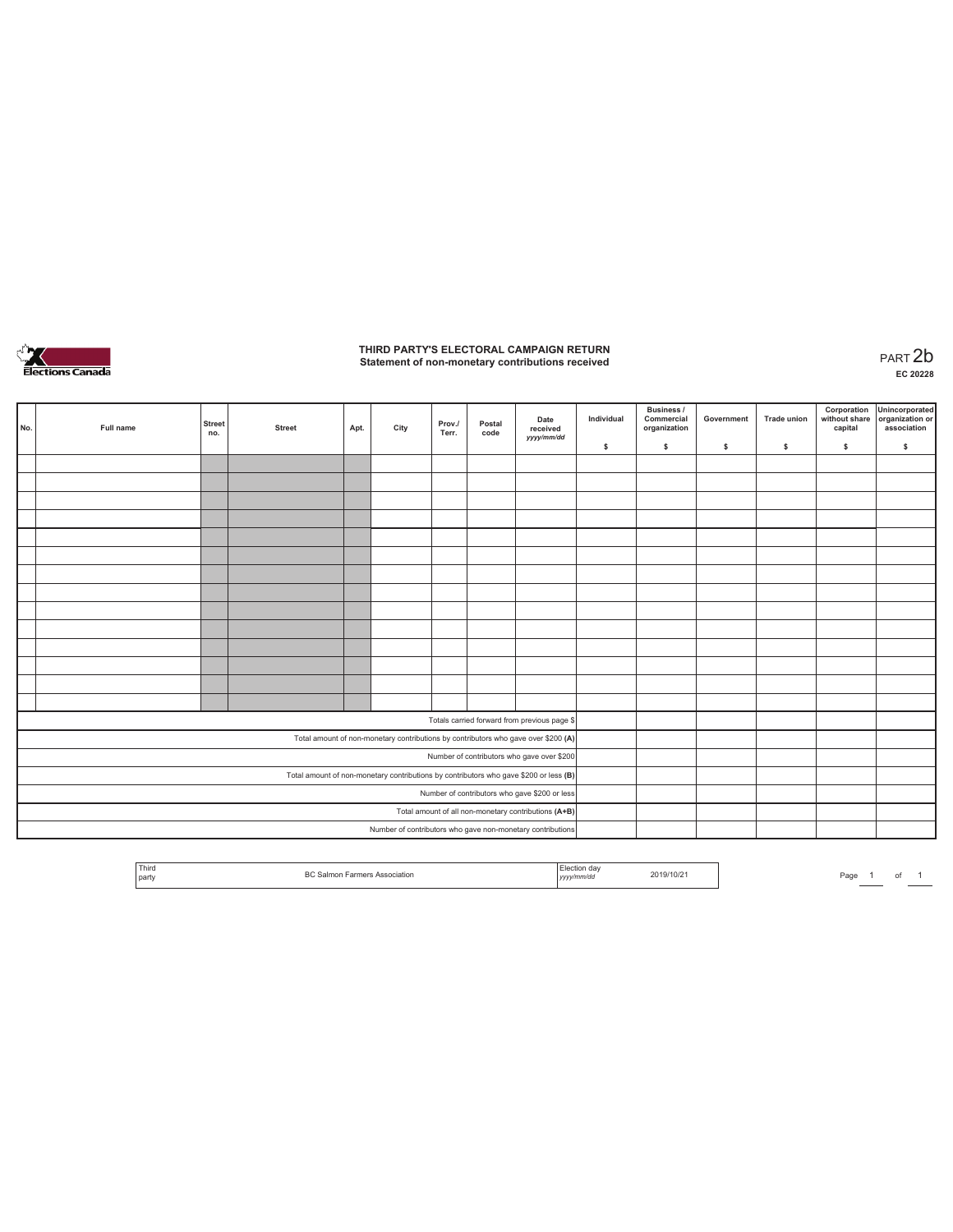# THIRD PARTY'S ELECTORAL CAMPAIGN RETURN
## Statement of non-monetary contributions received

PART 2b

EC 20228

| No. | Full name | Street no. | Street | Apt. | City | Prov./ Terr. | Postal code | Date received yyyy/mm/dd | Individual $ | Business / Commercial organization $ | Government $ | Trade union $ | Corporation without share capital $ | Unincorporated organization or association $ |
|---|---|---|---|---|---|---|---|---|---|---|---|---|---|---|
| | | | | | | | | | | | | | | |
| | | | | | | | | | | | | | | |
| | | | | | | | | | | | | | | |
| | | | | | | | | | | | | | | |
| | | | | | | | | | | | | | | |
| | | | | | | | | | | | | | | |
| | | | | | | | | | | | | | | |
| | | | | | | | | | | | | | | |
| | | | | | | | | | | | | | | |
| | | | | | | | | | | | | | | |
| | | | | | | | | | | | | | | |
| | | | | | | | | | | | | | | |
| | | | | | | | | | | | | | | |
| | | | | | | | | | | | | | | |
| Totals carried forward from previous page $ | | | | | | | | | | | | | | |
| Total amount of non-monetary contributions by contributors who gave over $200 (A) | | | | | | | | | | | | | | |
| Number of contributors who gave over $200 | | | | | | | | | | | | | | |
| Total amount of non-monetary contributions by contributors who gave $200 or less (B) | | | | | | | | | | | | | | |
| Number of contributors who gave $200 or less | | | | | | | | | | | | | | |
| Total amount of all non-monetary contributions (A+B) | | | | | | | | | | | | | | |
| Number of contributors who gave non-monetary contributions | | | | | | | | | | | | | | |

| Third party | BC Salmon Farmers Association | Election day yyyy/mm/dd | 2019/10/21 |
|---|---|---|---|

Page 1 of 1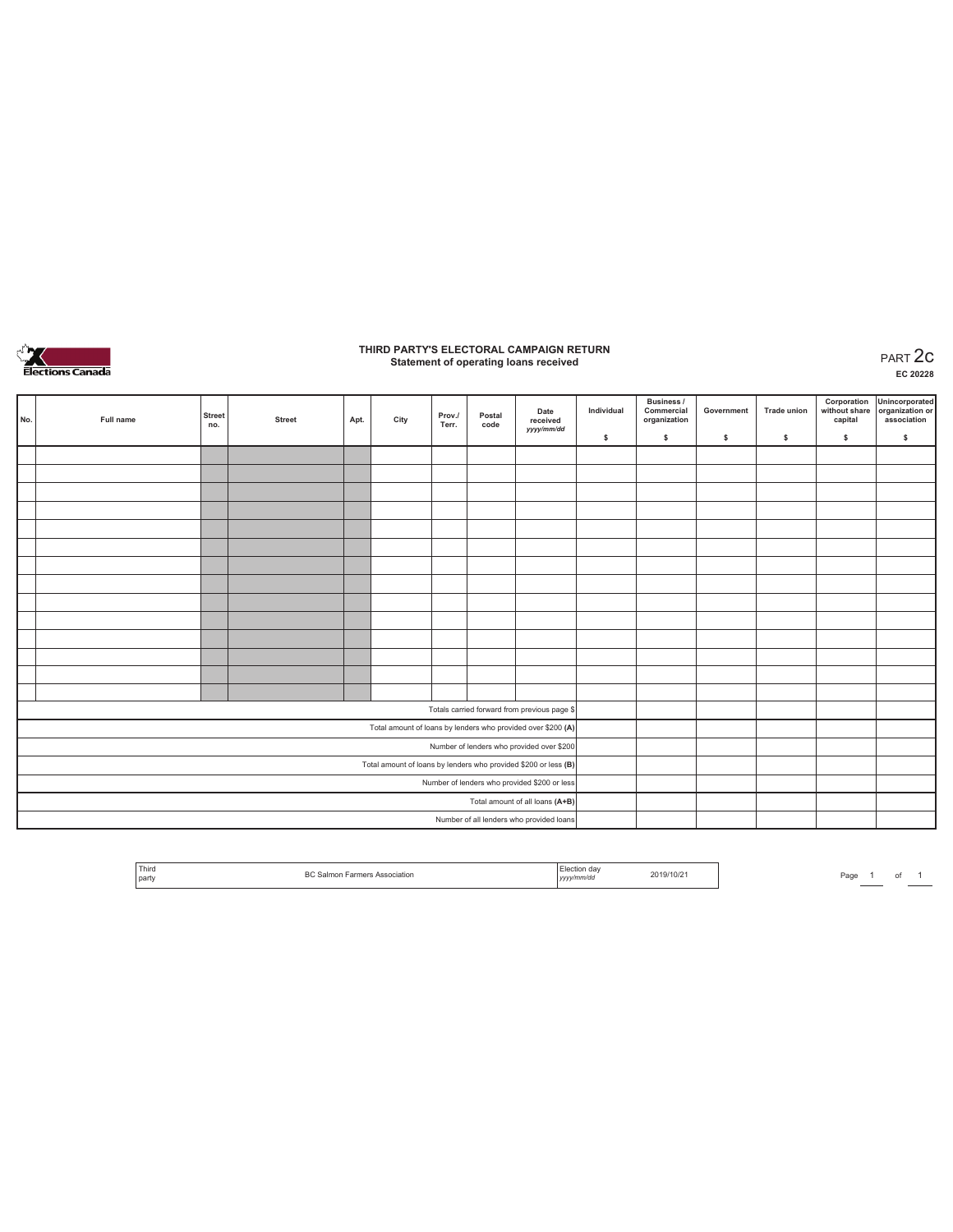# THIRD PARTY'S ELECTORAL CAMPAIGN RETURN
## Statement of operating loans received

PART 2c
EC 20228

| No. | Full name | Street no. | Street | Apt. | City | Prov./ Terr. | Postal code | Date received yyyy/mm/dd | Individual $ | Business / Commercial organization $ | Government $ | Trade union $ | Corporation without share capital $ | Unincorporated organization or association $ |
|---|---|---|---|---|---|---|---|---|---|---|---|---|---|---|
| | | | | | | | | | | | | | | |
| | | | | | | | | | | | | | | |
| | | | | | | | | | | | | | | |
| | | | | | | | | | | | | | | |
| | | | | | | | | | | | | | | |
| | | | | | | | | | | | | | | |
| | | | | | | | | | | | | | | |
| | | | | | | | | | | | | | | |
| | | | | | | | | | | | | | | |
| | | | | | | | | | | | | | | |
| | | | | | | | | | | | | | | |
| | | | | | | | | | | | | | | |
| | | | | | | | | | | | | | | |
| | | | | | | | | | | | | | | |
| Totals carried forward from previous page $ | | | | | | | | | | | | | | |
| Total amount of loans by lenders who provided over $200 (A) | | | | | | | | | | | | | | |
| Number of lenders who provided over $200 | | | | | | | | | | | | | | |
| Total amount of loans by lenders who provided $200 or less (B) | | | | | | | | | | | | | | |
| Number of lenders who provided $200 or less | | | | | | | | | | | | | | |
| Total amount of all loans (A+B) | | | | | | | | | | | | | | |
| Number of all lenders who provided loans | | | | | | | | | | | | | | |

| Third party | BC Salmon Farmers Association | Election day yyyy/mm/dd | 2019/10/21 |
|---|---|---|---|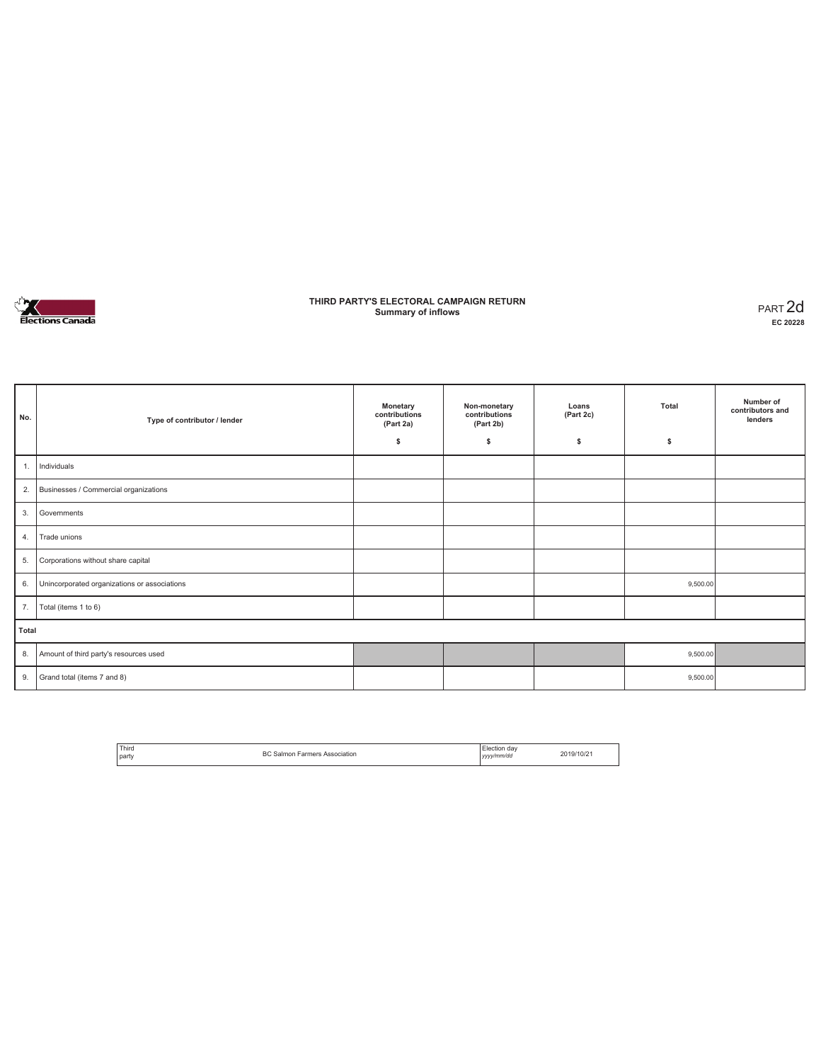# THIRD PARTY'S ELECTORAL CAMPAIGN RETURN
## Summary of inflows

PART 2d
**EC 20228**

| No. | Type of contributor / lender | Monetary contributions (Part 2a) $ | Non-monetary contributions (Part 2b) $ | Loans (Part 2c) $ | Total $ | Number of contributors and lenders |
|---|---|---|---|---|---|---|
| 1. | Individuals | | | | | |
| 2. | Businesses / Commercial organizations | | | | | |
| 3. | Governments | | | | | |
| 4. | Trade unions | | | | | |
| 5. | Corporations without share capital | | | | | |
| 6. | Unincorporated organizations or associations | | | | 9,500.00 | |
| 7. | Total (items 1 to 6) | | | | | |
| **Total** | | | | | | |
| 8. | Amount of third party's resources used | | | | 9,500.00 | |
| 9. | Grand total (items 7 and 8) | | | | 9,500.00 | |

| Third party | BC Salmon Farmers Association | Election day *yyyy/mm/dd* | 2019/10/21 |
|---|---|---|---|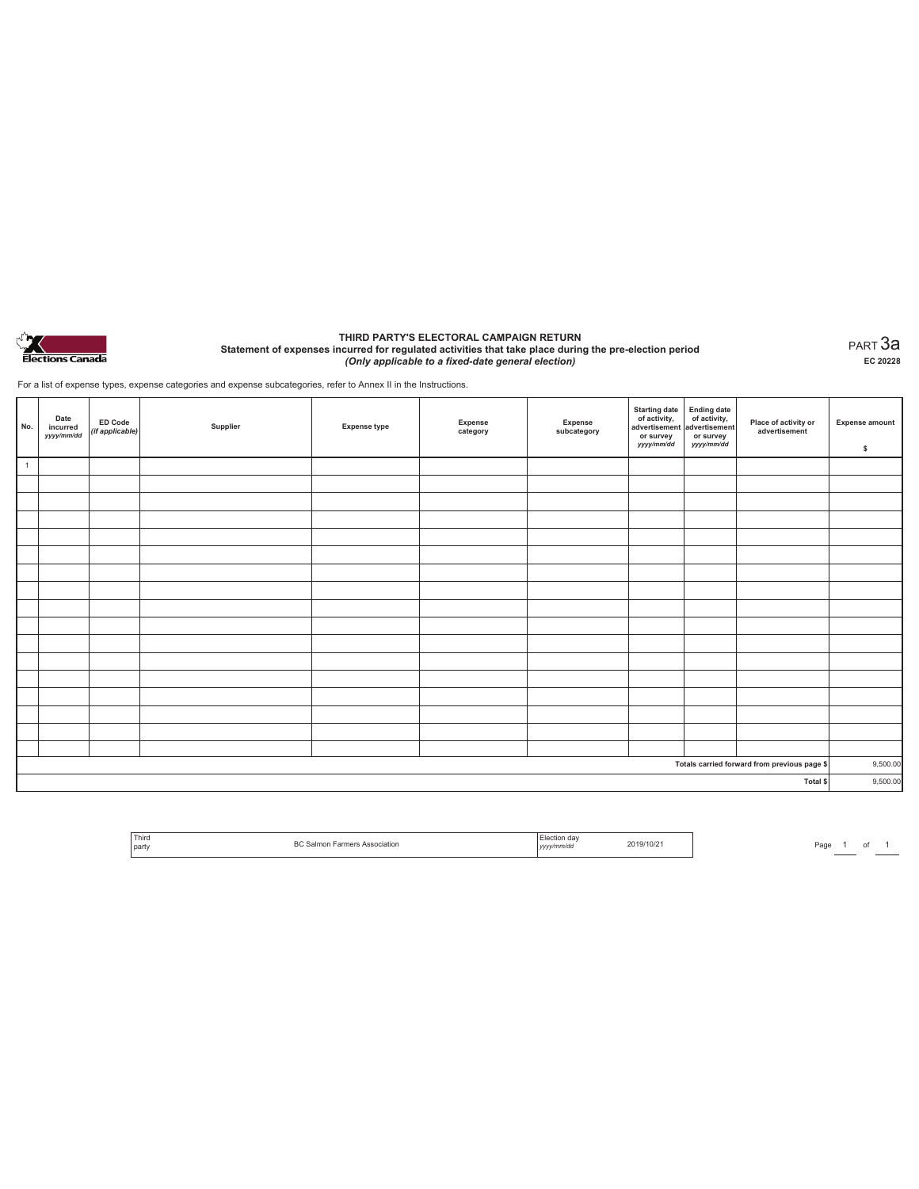# THIRD PARTY'S ELECTORAL CAMPAIGN RETURN

## Statement of expenses incurred for regulated activities that take place during the pre-election period

*(Only applicable to a fixed-date general election)*

PART 3a

EC 20228

For a list of expense types, expense categories and expense subcategories, refer to Annex II in the Instructions.

| No. | Date incurred *yyyy/mm/dd* | ED Code *(if applicable)* | Supplier | Expense type | Expense category | Expense subcategory | Starting date of activity, advertisement or survey *yyyy/mm/dd* | Ending date of activity, advertisement or survey *yyyy/mm/dd* | Place of activity or advertisement | Expense amount $ |
|---|---|---|---|---|---|---|---|---|---|---|
| 1 | | | | | | | | | | |
| | | | | | | | | | | |
| | | | | | | | | | | |
| | | | | | | | | | | |
| | | | | | | | | | | |
| | | | | | | | | | | |
| | | | | | | | | | | |
| | | | | | | | | | | |
| | | | | | | | | | | |
| | | | | | | | | | | |
| | | | | | | | | | | |
| | | | | | | | | | | |
| | | | | | | | | | | |
| | | | | | | | | | | |
| | | | | | | | | | | |
| | | | | | | | | | | |
| | | | | | | | | | | |
| | | | | | | | | | Totals carried forward from previous page $ | 9,500.00 |
| | | | | | | | | | Total $ | 9,500.00 |

| Third party | BC Salmon Farmers Association | Election day *yyyy/mm/dd* | 2019/10/21 |
|---|---|---|---|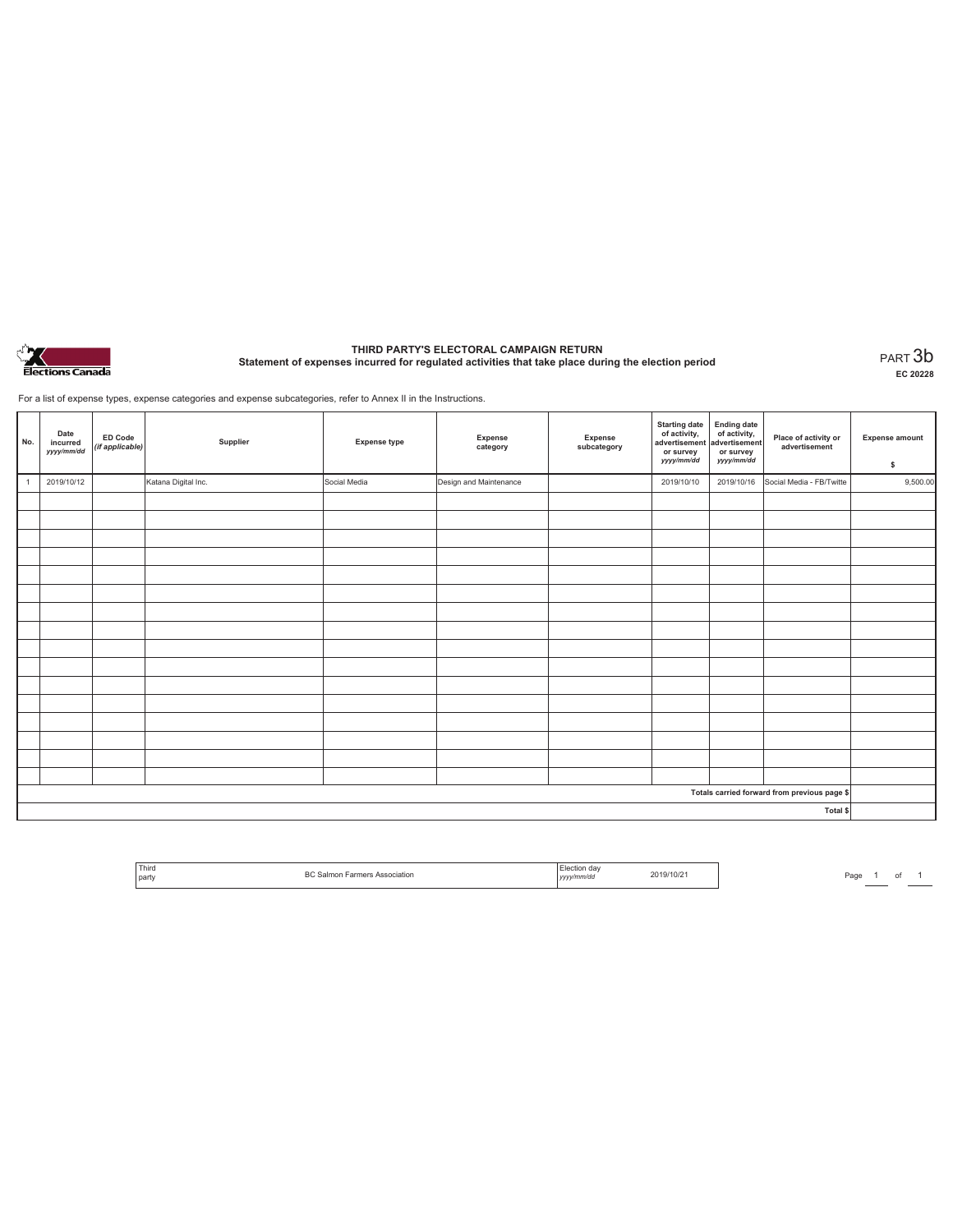# THIRD PARTY'S ELECTORAL CAMPAIGN RETURN

## Statement of expenses incurred for regulated activities that take place during the election period

PART 3b

EC 20228

For a list of expense types, expense categories and expense subcategories, refer to Annex II in the Instructions.

| No. | Date incurred yyyy/mm/dd | ED Code (if applicable) | Supplier | Expense type | Expense category | Expense subcategory | Starting date of activity, advertisement or survey yyyy/mm/dd | Ending date of activity, advertisement or survey yyyy/mm/dd | Place of activity or advertisement | Expense amount $ |
|---|---|---|---|---|---|---|---|---|---|---|
| 1 | 2019/10/12 | | Katana Digital Inc. | Social Media | Design and Maintenance | | 2019/10/10 | 2019/10/16 | Social Media - FB/Twitte | 9,500.00 |
| | | | | | | | | | | |
| | | | | | | | | | | |
| | | | | | | | | | | |
| | | | | | | | | | | |
| | | | | | | | | | | |
| | | | | | | | | | | |
| | | | | | | | | | | |
| | | | | | | | | | | |
| | | | | | | | | | | |
| | | | | | | | | | | |
| | | | | | | | | | | |
| | | | | | | | | | | |
| | | | | | | | | | | |
| | | | | | | | | | | |
| | | | | | | | | | | |
| | | | | | | | | | | |
| Totals carried forward from previous page $ | | | | | | | | | | |
| Total $ | | | | | | | | | | |

| Third party | BC Salmon Farmers Association | Election day yyyy/mm/dd | 2019/10/21 |
|---|---|---|---|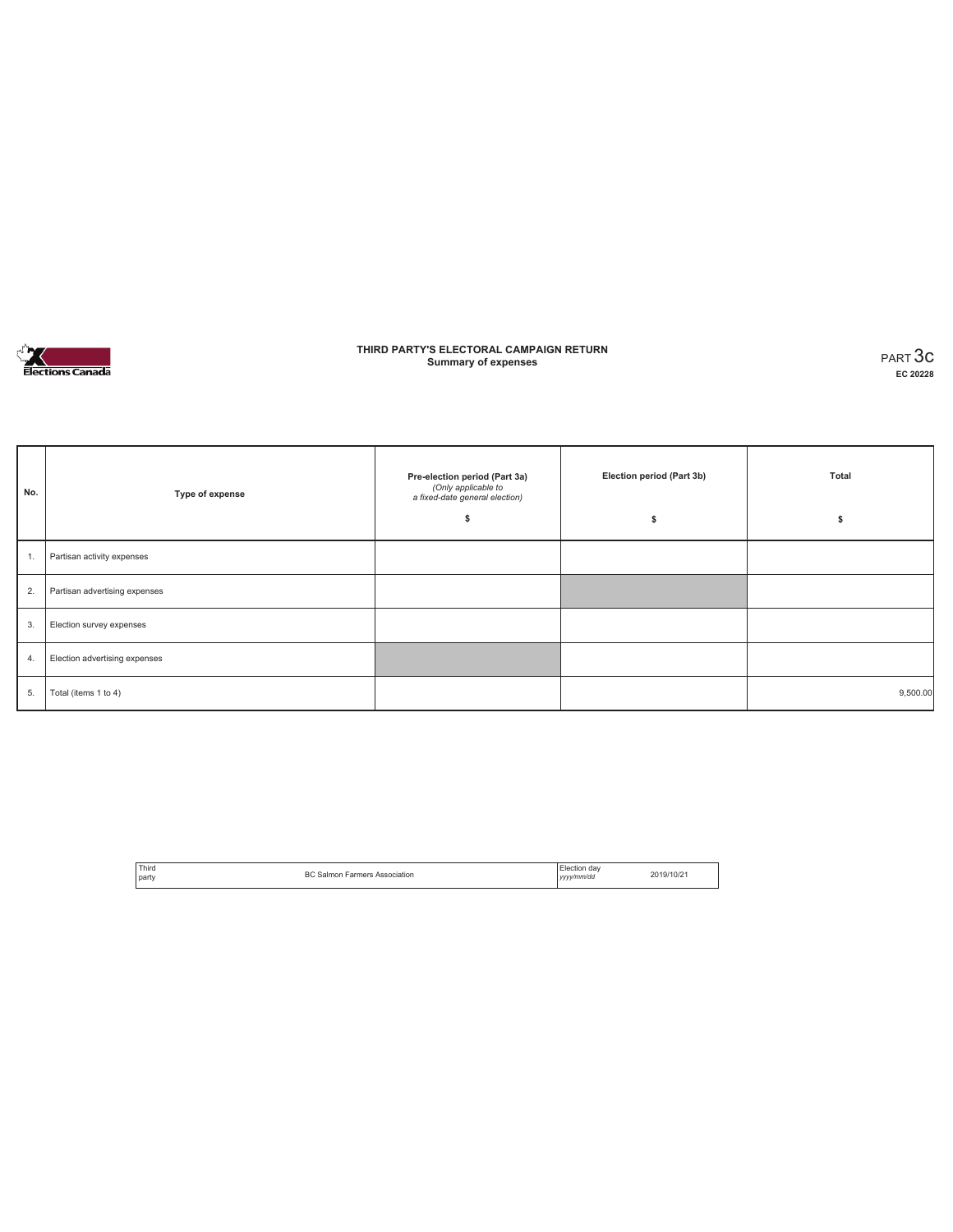# THIRD PARTY'S ELECTORAL CAMPAIGN RETURN
## Summary of expenses

PART 3c
**EC 20228**

| No. | Type of expense | Pre-election period (Part 3a) *(Only applicable to a fixed-date general election)* $ | Election period (Part 3b) $ | Total $ |
|---|---|---|---|---|
| 1. | Partisan activity expenses | | | |
| 2. | Partisan advertising expenses | | | |
| 3. | Election survey expenses | | | |
| 4. | Election advertising expenses | | | |
| 5. | Total (items 1 to 4) | | | 9,500.00 |

| Third party | BC Salmon Farmers Association | Election day *yyyy/mm/dd* | 2019/10/21 |
|---|---|---|---|